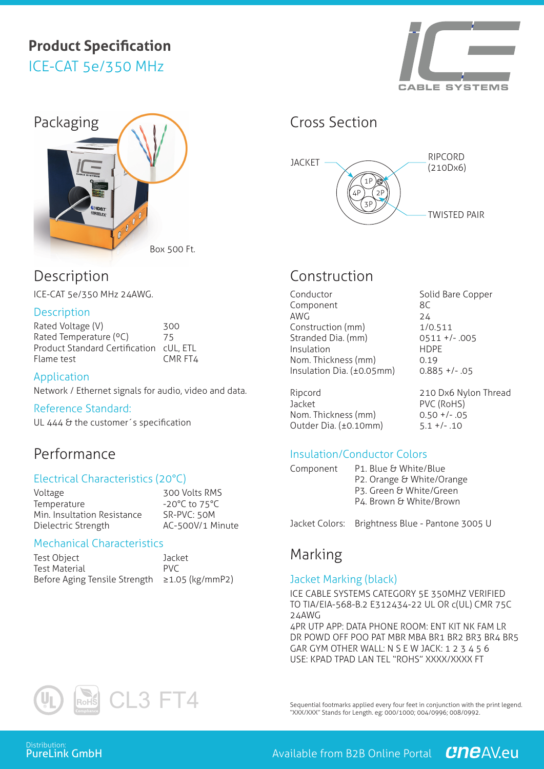# Product Specification

## ICE-CAT 5e/350 MHz

## Packaging

Box 500 Ft.

## Description

ICE-CAT 5e/350 MHz 24AWG.

### Description

| | |
|---|---|
| Rated Voltage (V) | 300 |
| Rated Temperature (ºC) | 75 |
| Product Standard Certification | cUL, ETL |
| Flame test | CMR FT4 |

### Application

Network / Ethernet signals for audio, video and data.

### Reference Standard:

UL 444 & the customer´s specification

## Performance

### Electrical Characteristics (20°C)

| | |
|---|---|
| Voltage | 300 Volts RMS |
| Temperature | -20°C to 75°C |
| Min. Insultation Resistance | SR-PVC: 50M |
| Dielectric Strength | AC-500V/1 Minute |

### Mechanical Characteristics

| | |
|---|---|
| Test Object | Jacket |
| Test Material | PVC |
| Before Aging Tensile Strength | ≥1.05 (kg/mmP2) |

CL3 FT4

## Cross Section

JACKET

RIPCORD (210Dx6)

TWISTED PAIR

1P, 2P, 3P, 4P

## Construction

| | |
|---|---|
| Conductor | Solid Bare Copper |
| Component | 8C |
| AWG | 24 |
| Construction (mm) | 1/0.511 |
| Stranded Dia. (mm) | 0511 +/- .005 |
| Insulation | HDPE |
| Nom. Thickness (mm) | 0.19 |
| Insulation Dia. (±0.05mm) | 0.885 +/- .05 |
| Ripcord | 210 Dx6 Nylon Thread |
| Jacket | PVC (RoHS) |
| Nom. Thickness (mm) | 0.50 +/- .05 |
| Outder Dia. (±0.10mm) | 5.1 +/- .10 |

### Insulation/Conductor Colors

Component
- P1. Blue & White/Blue
- P2. Orange & White/Orange
- P3. Green & White/Green
- P4. Brown & White/Brown

Jacket Colors: Brightness Blue - Pantone 3005 U

## Marking

### Jacket Marking (black)

ICE CABLE SYSTEMS CATEGORY 5E 350MHZ VERIFIED TO TIA/EIA-568-B.2 E312434-22 UL OR c(UL) CMR 75C 24AWG
4PR UTP APP: DATA PHONE ROOM: ENT KIT NK FAM LR DR POWD OFF POO PAT MBR MBA BR1 BR2 BR3 BR4 BR5 GAR GYM OTHER WALL: N S E W JACK: 1 2 3 4 5 6
USE: KPAD TPAD LAN TEL "ROHS" XXXX/XXXX FT

Sequential footmarks applied every four feet in conjunction with the print legend. "XXX/XXX" Stands for Length. eg: 000/1000; 004/0996; 008/0992.

Distribution:
PureLink GmbH

Available from B2B Online Portal oneAV.eu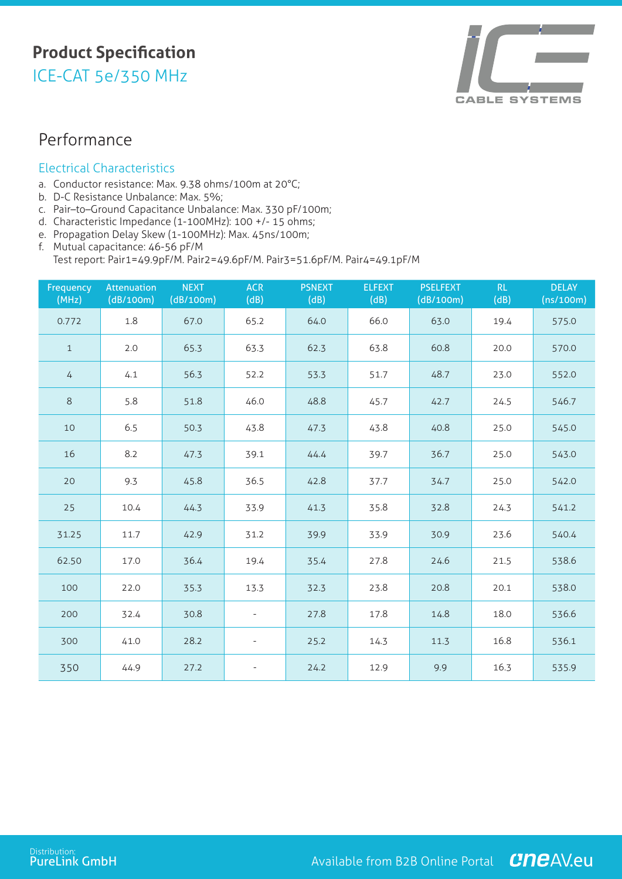# Product Specification

## ICE-CAT 5e/350 MHz

## Performance

### Electrical Characteristics

a. Conductor resistance: Max. 9.38 ohms/100m at 20°C;
b. D-C Resistance Unbalance: Max. 5%;
c. Pair–to–Ground Capacitance Unbalance: Max. 330 pF/100m;
d. Characteristic Impedance (1-100MHz): 100 +/- 15 ohms;
e. Propagation Delay Skew (1-100MHz): Max. 45ns/100m;
f. Mutual capacitance: 46-56 pF/M
   Test report: Pair1=49.9pF/M. Pair2=49.6pF/M. Pair3=51.6pF/M. Pair4=49.1pF/M

| Frequency (MHz) | Attenuation (dB/100m) | NEXT (dB/100m) | ACR (dB) | PSNEXT (dB) | ELFEXT (dB) | PSELFEXT (dB/100m) | RL (dB) | DELAY (ns/100m) |
|---|---|---|---|---|---|---|---|---|
| 0.772 | 1.8 | 67.0 | 65.2 | 64.0 | 66.0 | 63.0 | 19.4 | 575.0 |
| 1 | 2.0 | 65.3 | 63.3 | 62.3 | 63.8 | 60.8 | 20.0 | 570.0 |
| 4 | 4.1 | 56.3 | 52.2 | 53.3 | 51.7 | 48.7 | 23.0 | 552.0 |
| 8 | 5.8 | 51.8 | 46.0 | 48.8 | 45.7 | 42.7 | 24.5 | 546.7 |
| 10 | 6.5 | 50.3 | 43.8 | 47.3 | 43.8 | 40.8 | 25.0 | 545.0 |
| 16 | 8.2 | 47.3 | 39.1 | 44.4 | 39.7 | 36.7 | 25.0 | 543.0 |
| 20 | 9.3 | 45.8 | 36.5 | 42.8 | 37.7 | 34.7 | 25.0 | 542.0 |
| 25 | 10.4 | 44.3 | 33.9 | 41.3 | 35.8 | 32.8 | 24.3 | 541.2 |
| 31.25 | 11.7 | 42.9 | 31.2 | 39.9 | 33.9 | 30.9 | 23.6 | 540.4 |
| 62.50 | 17.0 | 36.4 | 19.4 | 35.4 | 27.8 | 24.6 | 21.5 | 538.6 |
| 100 | 22.0 | 35.3 | 13.3 | 32.3 | 23.8 | 20.8 | 20.1 | 538.0 |
| 200 | 32.4 | 30.8 | - | 27.8 | 17.8 | 14.8 | 18.0 | 536.6 |
| 300 | 41.0 | 28.2 | - | 25.2 | 14.3 | 11.3 | 16.8 | 536.1 |
| 350 | 44.9 | 27.2 | - | 24.2 | 12.9 | 9.9 | 16.3 | 535.9 |

Distribution:
PureLink GmbH

Available from B2B Online Portal oneAV.eu